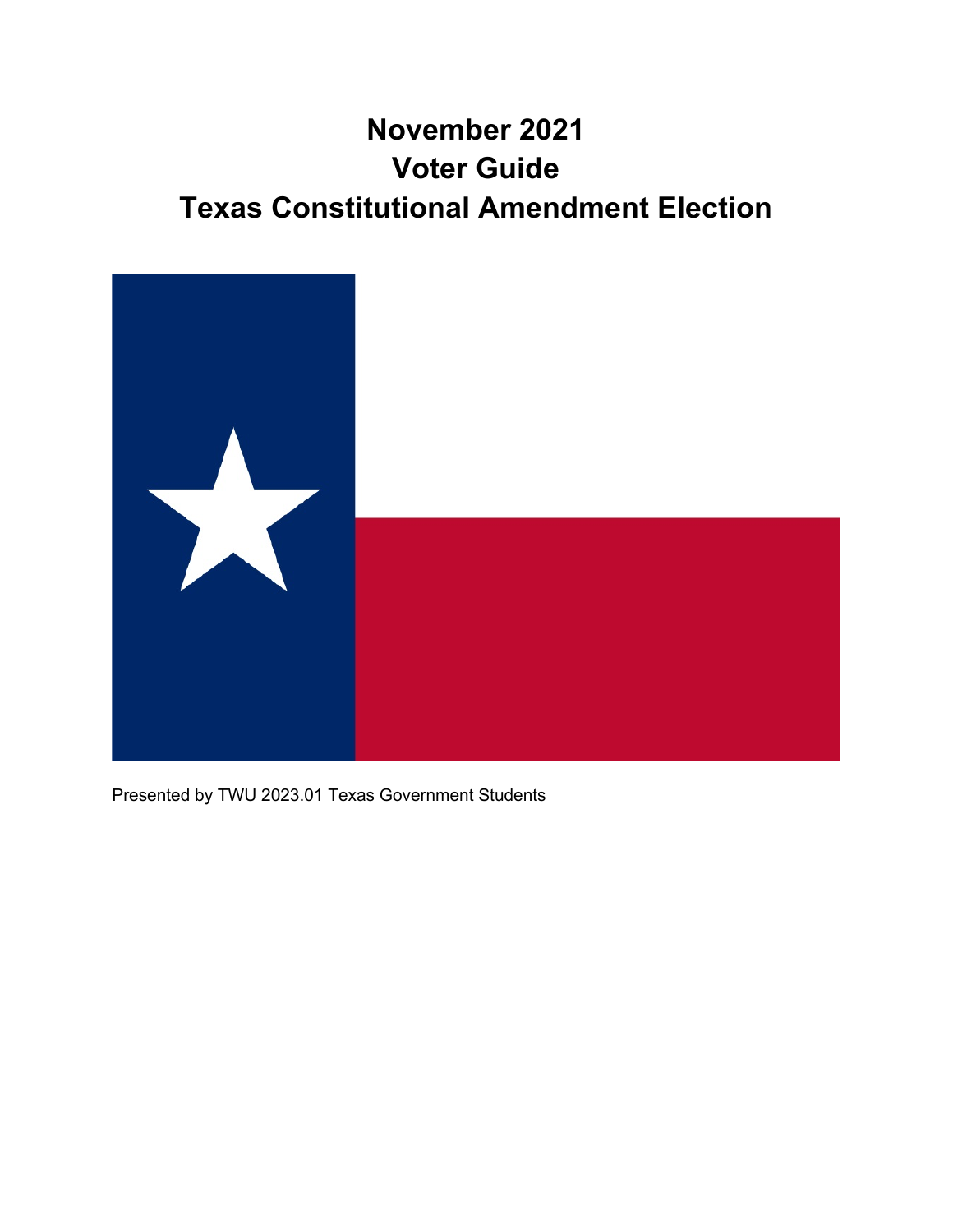# November 2021
# Voter Guide
# Texas Constitutional Amendment Election

Presented by TWU 2023.01 Texas Government Students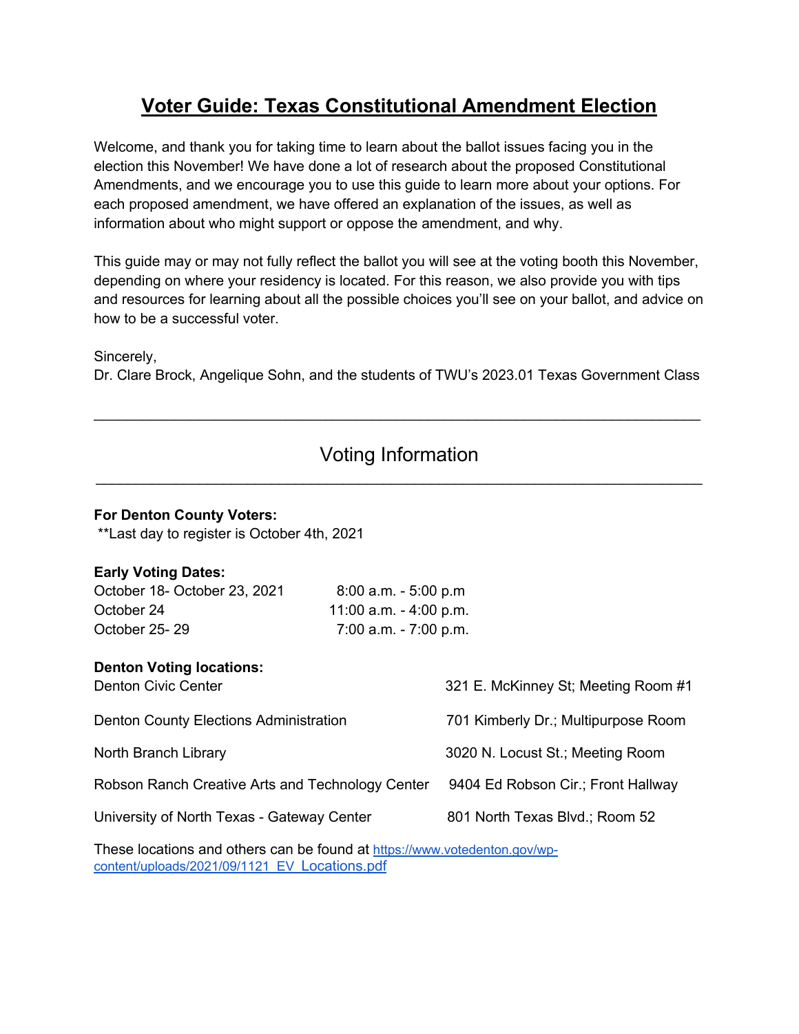# Voter Guide: Texas Constitutional Amendment Election

Welcome, and thank you for taking time to learn about the ballot issues facing you in the election this November! We have done a lot of research about the proposed Constitutional Amendments, and we encourage you to use this guide to learn more about your options. For each proposed amendment, we have offered an explanation of the issues, as well as information about who might support or oppose the amendment, and why.

This guide may or may not fully reflect the ballot you will see at the voting booth this November, depending on where your residency is located. For this reason, we also provide you with tips and resources for learning about all the possible choices you'll see on your ballot, and advice on how to be a successful voter.

Sincerely,
Dr. Clare Brock, Angelique Sohn, and the students of TWU's 2023.01 Texas Government Class

---

## Voting Information

---

**For Denton County Voters:**
**Last day to register is October 4th, 2021

**Early Voting Dates:**

| | |
|---|---|
| October 18- October 23, 2021 | 8:00 a.m. - 5:00 p.m |
| October 24 | 11:00 a.m. - 4:00 p.m. |
| October 25- 29 | 7:00 a.m. - 7:00 p.m. |

**Denton Voting locations:**

| | |
|---|---|
| Denton Civic Center | 321 E. McKinney St; Meeting Room #1 |
| Denton County Elections Administration | 701 Kimberly Dr.; Multipurpose Room |
| North Branch Library | 3020 N. Locust St.; Meeting Room |
| Robson Ranch Creative Arts and Technology Center | 9404 Ed Robson Cir.; Front Hallway |
| University of North Texas - Gateway Center | 801 North Texas Blvd.; Room 52 |

These locations and others can be found at [https://www.votedenton.gov/wp-content/uploads/2021/09/1121_EV_Locations.pdf](https://www.votedenton.gov/wp-content/uploads/2021/09/1121_EV_Locations.pdf)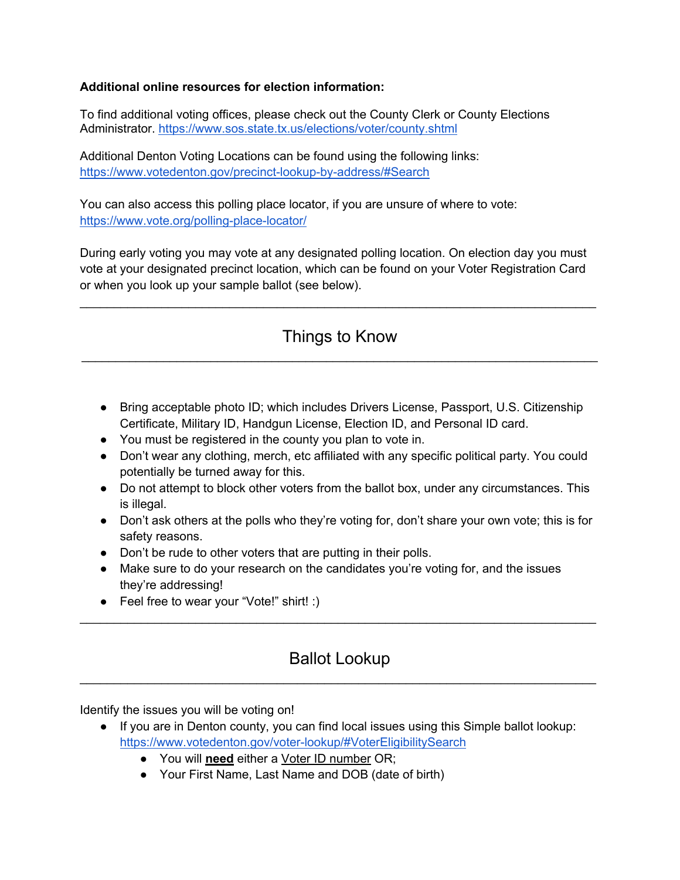**Additional online resources for election information:**

To find additional voting offices, please check out the County Clerk or County Elections Administrator. https://www.sos.state.tx.us/elections/voter/county.shtml

Additional Denton Voting Locations can be found using the following links: https://www.votedenton.gov/precinct-lookup-by-address/#Search

You can also access this polling place locator, if you are unsure of where to vote: https://www.vote.org/polling-place-locator/

During early voting you may vote at any designated polling location. On election day you must vote at your designated precinct location, which can be found on your Voter Registration Card or when you look up your sample ballot (see below).

---

## Things to Know

---

- Bring acceptable photo ID; which includes Drivers License, Passport, U.S. Citizenship Certificate, Military ID, Handgun License, Election ID, and Personal ID card.
- You must be registered in the county you plan to vote in.
- Don't wear any clothing, merch, etc affiliated with any specific political party. You could potentially be turned away for this.
- Do not attempt to block other voters from the ballot box, under any circumstances. This is illegal.
- Don't ask others at the polls who they're voting for, don't share your own vote; this is for safety reasons.
- Don't be rude to other voters that are putting in their polls.
- Make sure to do your research on the candidates you're voting for, and the issues they're addressing!
- Feel free to wear your "Vote!" shirt! :)

---

## Ballot Lookup

---

Identify the issues you will be voting on!

- If you are in Denton county, you can find local issues using this Simple ballot lookup: https://www.votedenton.gov/voter-lookup/#VoterEligibilitySearch
    - You will **need** either a Voter ID number OR;
    - Your First Name, Last Name and DOB (date of birth)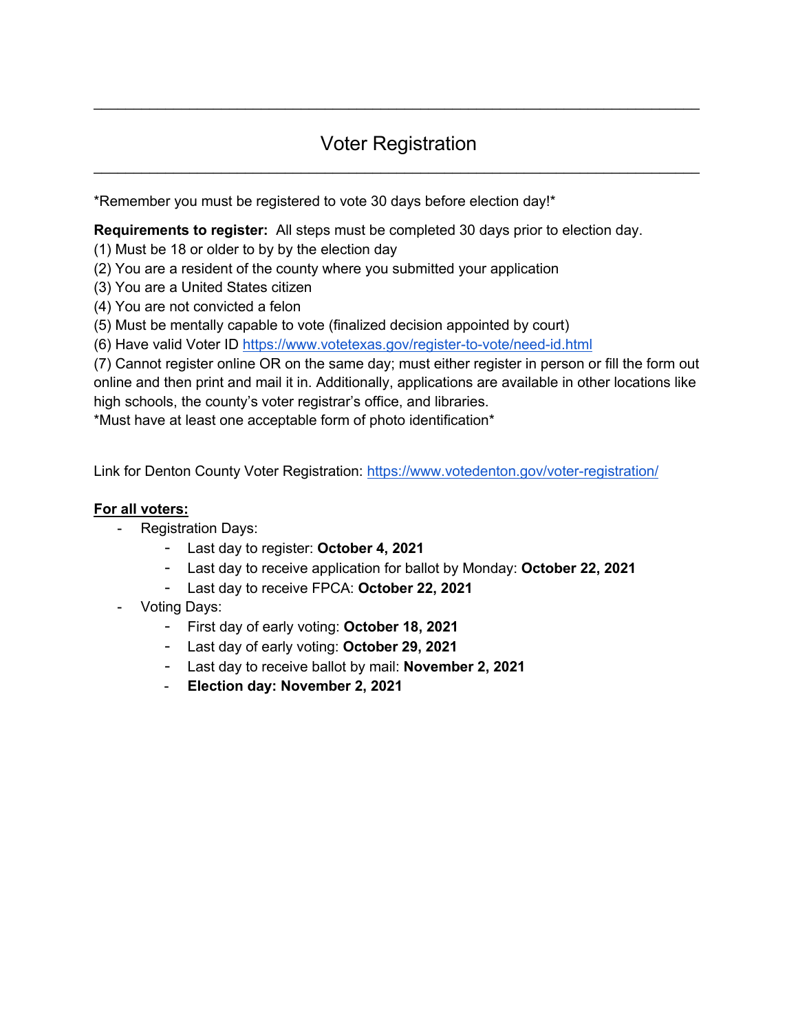## Voter Registration

*Remember you must be registered to vote 30 days before election day!*

**Requirements to register:** All steps must be completed 30 days prior to election day.
(1) Must be 18 or older to by by the election day
(2) You are a resident of the county where you submitted your application
(3) You are a United States citizen
(4) You are not convicted a felon
(5) Must be mentally capable to vote (finalized decision appointed by court)
(6) Have valid Voter ID [https://www.votetexas.gov/register-to-vote/need-id.html](https://www.votetexas.gov/register-to-vote/need-id.html)
(7) Cannot register online OR on the same day; must either register in person or fill the form out online and then print and mail it in. Additionally, applications are available in other locations like high schools, the county's voter registrar's office, and libraries.
*Must have at least one acceptable form of photo identification*

Link for Denton County Voter Registration: [https://www.votedenton.gov/voter-registration/](https://www.votedenton.gov/voter-registration/)

**<u>For all voters:</u>**

- Registration Days:
  - Last day to register: **October 4, 2021**
  - Last day to receive application for ballot by Monday: **October 22, 2021**
  - Last day to receive FPCA: **October 22, 2021**
- Voting Days:
  - First day of early voting: **October 18, 2021**
  - Last day of early voting: **October 29, 2021**
  - Last day to receive ballot by mail: **November 2, 2021**
  - **Election day: November 2, 2021**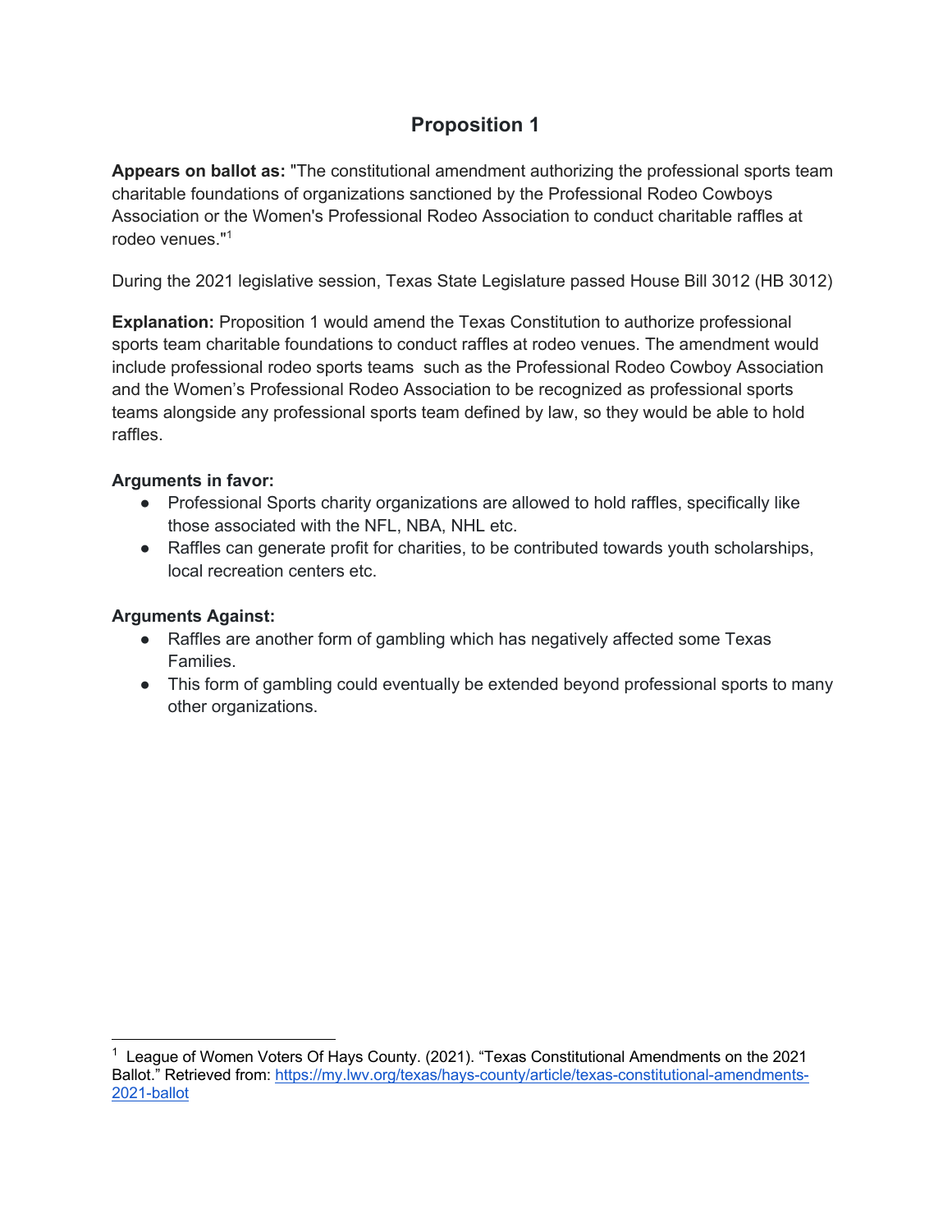# Proposition 1

**Appears on ballot as:** "The constitutional amendment authorizing the professional sports team charitable foundations of organizations sanctioned by the Professional Rodeo Cowboys Association or the Women's Professional Rodeo Association to conduct charitable raffles at rodeo venues."[1]

During the 2021 legislative session, Texas State Legislature passed House Bill 3012 (HB 3012)

**Explanation:** Proposition 1 would amend the Texas Constitution to authorize professional sports team charitable foundations to conduct raffles at rodeo venues. The amendment would include professional rodeo sports teams such as the Professional Rodeo Cowboy Association and the Women's Professional Rodeo Association to be recognized as professional sports teams alongside any professional sports team defined by law, so they would be able to hold raffles.

**Arguments in favor:**

- Professional Sports charity organizations are allowed to hold raffles, specifically like those associated with the NFL, NBA, NHL etc.
- Raffles can generate profit for charities, to be contributed towards youth scholarships, local recreation centers etc.

**Arguments Against:**

- Raffles are another form of gambling which has negatively affected some Texas Families.
- This form of gambling could eventually be extended beyond professional sports to many other organizations.

---

[1] League of Women Voters Of Hays County. (2021). "Texas Constitutional Amendments on the 2021 Ballot." Retrieved from: https://my.lwv.org/texas/hays-county/article/texas-constitutional-amendments-2021-ballot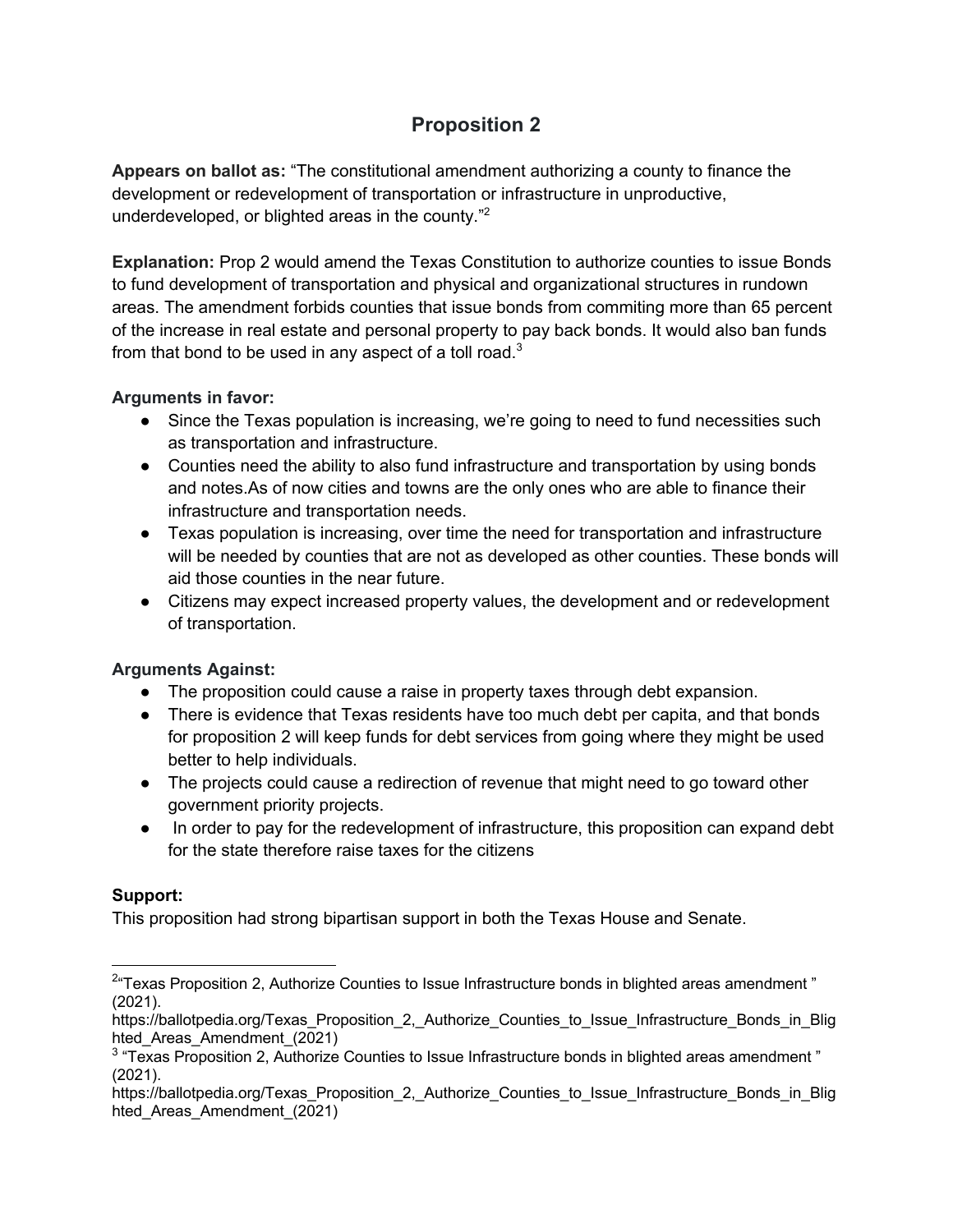## Proposition 2

**Appears on ballot as:** "The constitutional amendment authorizing a county to finance the development or redevelopment of transportation or infrastructure in unproductive, underdeveloped, or blighted areas in the county."[2]

**Explanation:** Prop 2 would amend the Texas Constitution to authorize counties to issue Bonds to fund development of transportation and physical and organizational structures in rundown areas. The amendment forbids counties that issue bonds from commiting more than 65 percent of the increase in real estate and personal property to pay back bonds. It would also ban funds from that bond to be used in any aspect of a toll road.[3]

**Arguments in favor:**

- Since the Texas population is increasing, we're going to need to fund necessities such as transportation and infrastructure.
- Counties need the ability to also fund infrastructure and transportation by using bonds and notes.As of now cities and towns are the only ones who are able to finance their infrastructure and transportation needs.
- Texas population is increasing, over time the need for transportation and infrastructure will be needed by counties that are not as developed as other counties. These bonds will aid those counties in the near future.
- Citizens may expect increased property values, the development and or redevelopment of transportation.

**Arguments Against:**

- The proposition could cause a raise in property taxes through debt expansion.
- There is evidence that Texas residents have too much debt per capita, and that bonds for proposition 2 will keep funds for debt services from going where they might be used better to help individuals.
- The projects could cause a redirection of revenue that might need to go toward other government priority projects.
- In order to pay for the redevelopment of infrastructure, this proposition can expand debt for the state therefore raise taxes for the citizens

**Support:**
This proposition had strong bipartisan support in both the Texas House and Senate.

---

[2] "Texas Proposition 2, Authorize Counties to Issue Infrastructure bonds in blighted areas amendment " (2021). https://ballotpedia.org/Texas_Proposition_2,_Authorize_Counties_to_Issue_Infrastructure_Bonds_in_Blighted_Areas_Amendment_(2021)

[3] "Texas Proposition 2, Authorize Counties to Issue Infrastructure bonds in blighted areas amendment " (2021). https://ballotpedia.org/Texas_Proposition_2,_Authorize_Counties_to_Issue_Infrastructure_Bonds_in_Blighted_Areas_Amendment_(2021)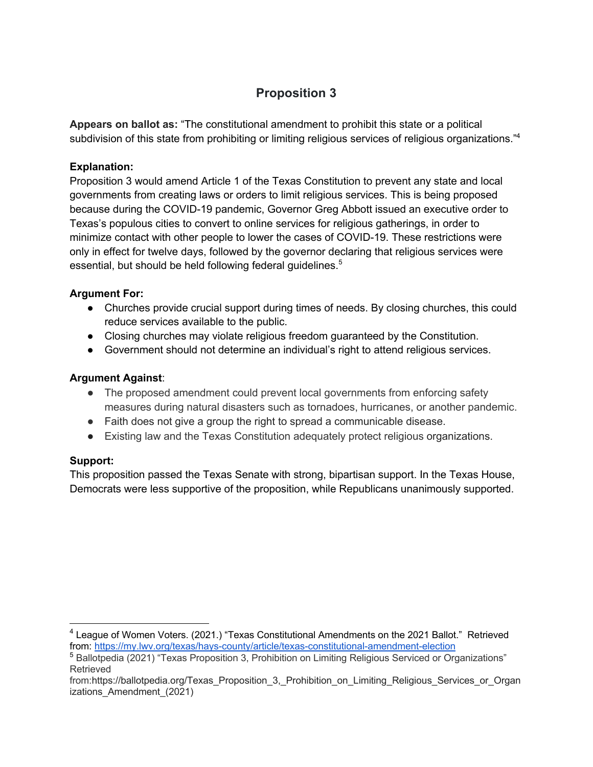## Proposition 3

**Appears on ballot as:** "The constitutional amendment to prohibit this state or a political subdivision of this state from prohibiting or limiting religious services of religious organizations."[4]

**Explanation:**
Proposition 3 would amend Article 1 of the Texas Constitution to prevent any state and local governments from creating laws or orders to limit religious services. This is being proposed because during the COVID-19 pandemic, Governor Greg Abbott issued an executive order to Texas's populous cities to convert to online services for religious gatherings, in order to minimize contact with other people to lower the cases of COVID-19. These restrictions were only in effect for twelve days, followed by the governor declaring that religious services were essential, but should be held following federal guidelines.[5]

**Argument For:**

- Churches provide crucial support during times of needs. By closing churches, this could reduce services available to the public.
- Closing churches may violate religious freedom guaranteed by the Constitution.
- Government should not determine an individual's right to attend religious services.

**Argument Against**:

- The proposed amendment could prevent local governments from enforcing safety measures during natural disasters such as tornadoes, hurricanes, or another pandemic.
- Faith does not give a group the right to spread a communicable disease.
- Existing law and the Texas Constitution adequately protect religious organizations.

**Support:**
This proposition passed the Texas Senate with strong, bipartisan support. In the Texas House, Democrats were less supportive of the proposition, while Republicans unanimously supported.

---

[4] League of Women Voters. (2021.) "Texas Constitutional Amendments on the 2021 Ballot." Retrieved from: https://my.lwv.org/texas/hays-county/article/texas-constitutional-amendment-election

[5] Ballotpedia (2021) "Texas Proposition 3, Prohibition on Limiting Religious Serviced or Organizations" Retrieved from:https://ballotpedia.org/Texas_Proposition_3,_Prohibition_on_Limiting_Religious_Services_or_Organizations_Amendment_(2021)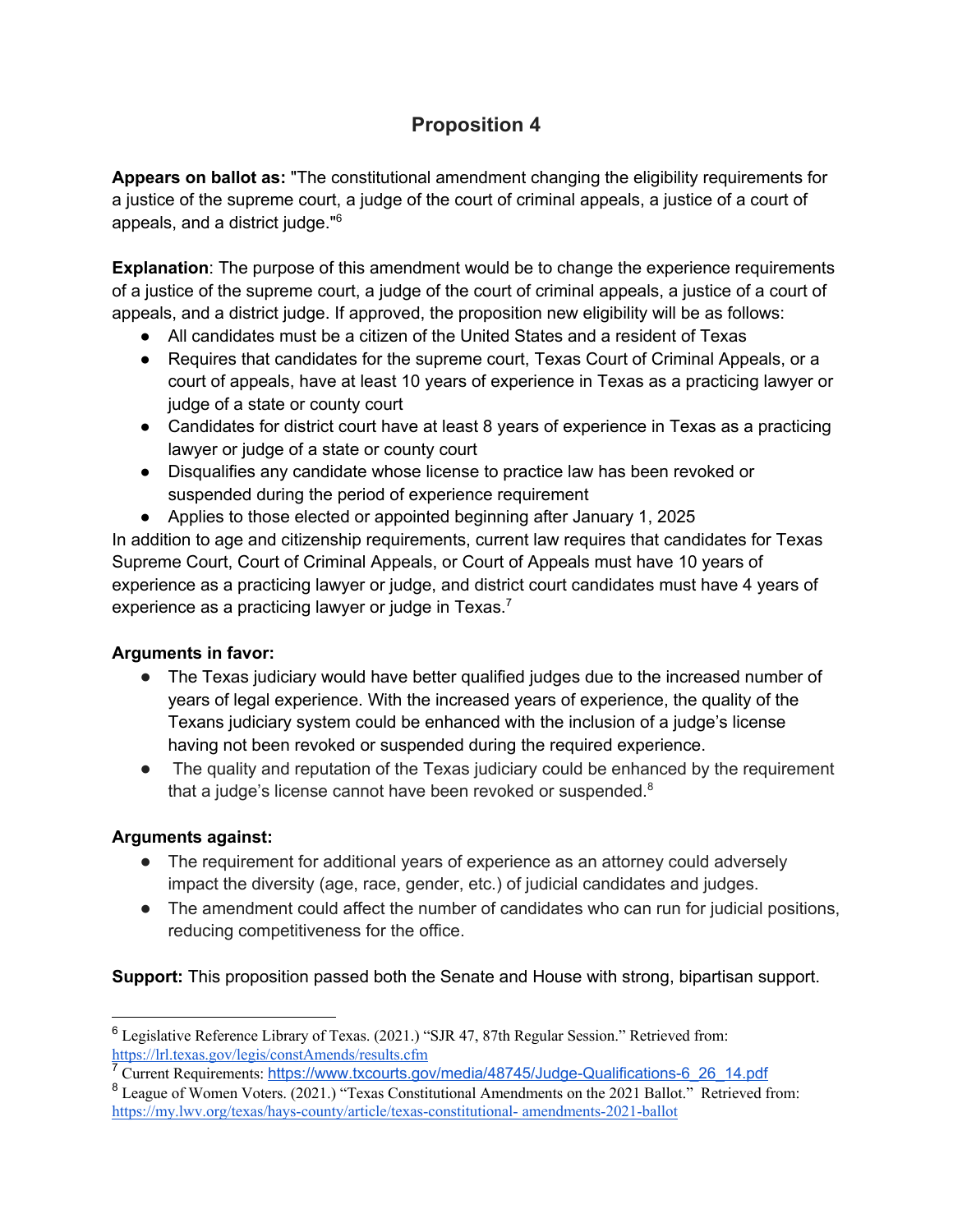## Proposition 4

**Appears on ballot as:** "The constitutional amendment changing the eligibility requirements for a justice of the supreme court, a judge of the court of criminal appeals, a justice of a court of appeals, and a district judge."[6]

**Explanation**: The purpose of this amendment would be to change the experience requirements of a justice of the supreme court, a judge of the court of criminal appeals, a justice of a court of appeals, and a district judge. If approved, the proposition new eligibility will be as follows:

- All candidates must be a citizen of the United States and a resident of Texas
- Requires that candidates for the supreme court, Texas Court of Criminal Appeals, or a court of appeals, have at least 10 years of experience in Texas as a practicing lawyer or judge of a state or county court
- Candidates for district court have at least 8 years of experience in Texas as a practicing lawyer or judge of a state or county court
- Disqualifies any candidate whose license to practice law has been revoked or suspended during the period of experience requirement
- Applies to those elected or appointed beginning after January 1, 2025

In addition to age and citizenship requirements, current law requires that candidates for Texas Supreme Court, Court of Criminal Appeals, or Court of Appeals must have 10 years of experience as a practicing lawyer or judge, and district court candidates must have 4 years of experience as a practicing lawyer or judge in Texas.[7]

**Arguments in favor:**

- The Texas judiciary would have better qualified judges due to the increased number of years of legal experience. With the increased years of experience, the quality of the Texans judiciary system could be enhanced with the inclusion of a judge's license having not been revoked or suspended during the required experience.
- The quality and reputation of the Texas judiciary could be enhanced by the requirement that a judge's license cannot have been revoked or suspended.[8]

**Arguments against:**

- The requirement for additional years of experience as an attorney could adversely impact the diversity (age, race, gender, etc.) of judicial candidates and judges.
- The amendment could affect the number of candidates who can run for judicial positions, reducing competitiveness for the office.

**Support:** This proposition passed both the Senate and House with strong, bipartisan support.

---

[6] Legislative Reference Library of Texas. (2021.) "SJR 47, 87th Regular Session." Retrieved from: https://lrl.texas.gov/legis/constAmends/results.cfm

[7] Current Requirements: https://www.txcourts.gov/media/48745/Judge-Qualifications-6_26_14.pdf

[8] League of Women Voters. (2021.) "Texas Constitutional Amendments on the 2021 Ballot." Retrieved from: https://my.lwv.org/texas/hays-county/article/texas-constitutional- amendments-2021-ballot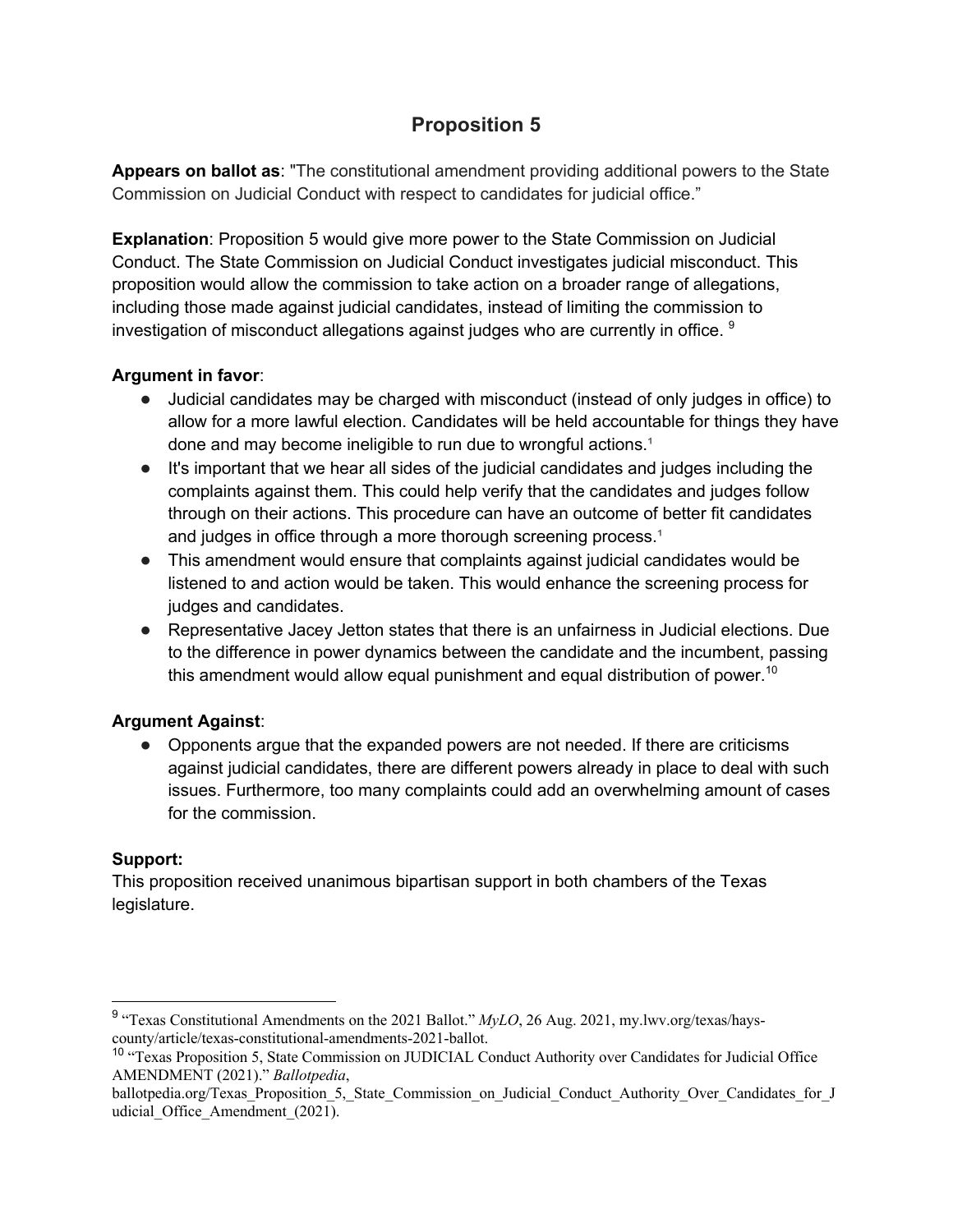# Proposition 5

**Appears on ballot as**: "The constitutional amendment providing additional powers to the State Commission on Judicial Conduct with respect to candidates for judicial office."

**Explanation**: Proposition 5 would give more power to the State Commission on Judicial Conduct. The State Commission on Judicial Conduct investigates judicial misconduct. This proposition would allow the commission to take action on a broader range of allegations, including those made against judicial candidates, instead of limiting the commission to investigation of misconduct allegations against judges who are currently in office. [9]

**Argument in favor**:

- Judicial candidates may be charged with misconduct (instead of only judges in office) to allow for a more lawful election. Candidates will be held accountable for things they have done and may become ineligible to run due to wrongful actions.[1]
- It's important that we hear all sides of the judicial candidates and judges including the complaints against them. This could help verify that the candidates and judges follow through on their actions. This procedure can have an outcome of better fit candidates and judges in office through a more thorough screening process.[1]
- This amendment would ensure that complaints against judicial candidates would be listened to and action would be taken. This would enhance the screening process for judges and candidates.
- Representative Jacey Jetton states that there is an unfairness in Judicial elections. Due to the difference in power dynamics between the candidate and the incumbent, passing this amendment would allow equal punishment and equal distribution of power.[10]

**Argument Against**:

- Opponents argue that the expanded powers are not needed. If there are criticisms against judicial candidates, there are different powers already in place to deal with such issues. Furthermore, too many complaints could add an overwhelming amount of cases for the commission.

**Support:**

This proposition received unanimous bipartisan support in both chambers of the Texas legislature.

---

[9] "Texas Constitutional Amendments on the 2021 Ballot." *MyLO*, 26 Aug. 2021, my.lwv.org/texas/hays-county/article/texas-constitutional-amendments-2021-ballot.

[10] "Texas Proposition 5, State Commission on JUDICIAL Conduct Authority over Candidates for Judicial Office AMENDMENT (2021)." *Ballotpedia*, ballotpedia.org/Texas_Proposition_5,_State_Commission_on_Judicial_Conduct_Authority_Over_Candidates_for_Judicial_Office_Amendment_(2021).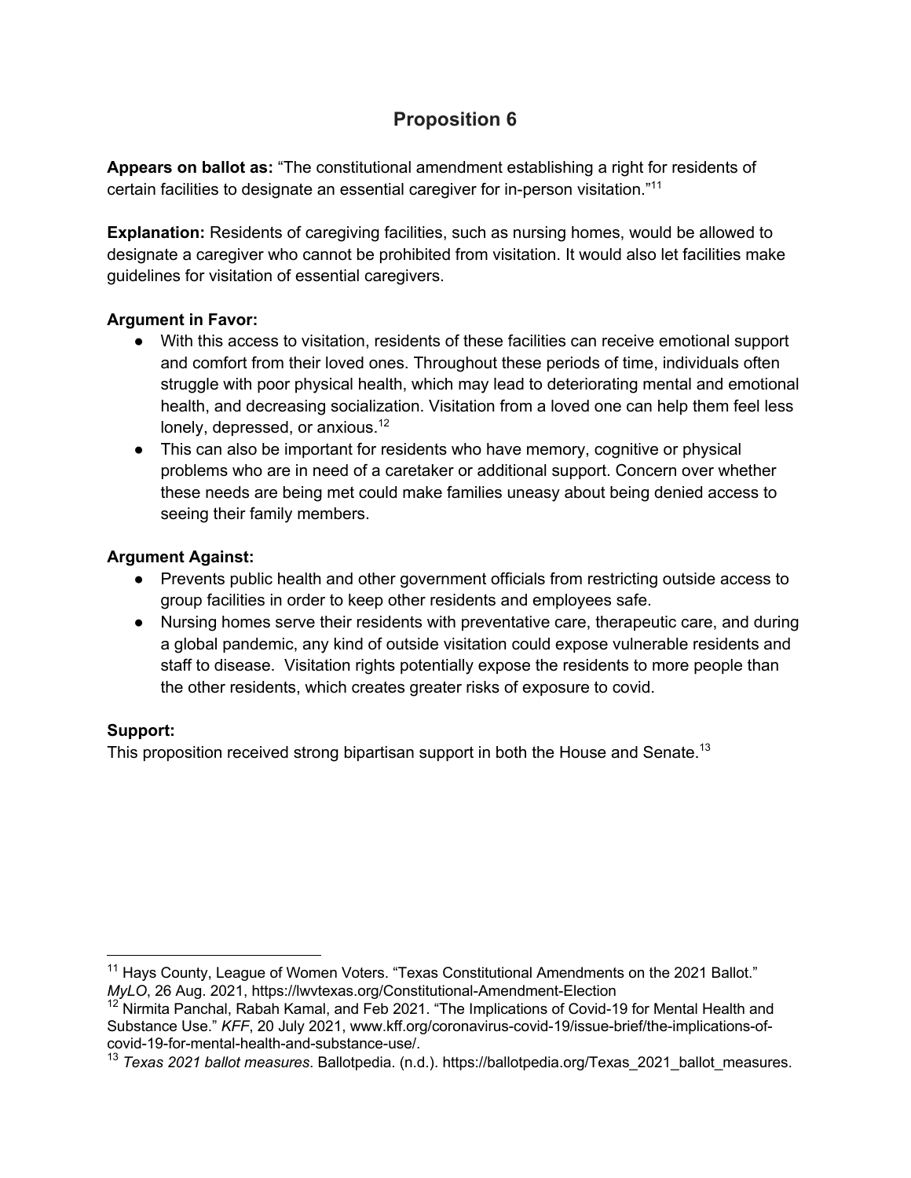## Proposition 6

**Appears on ballot as:** "The constitutional amendment establishing a right for residents of certain facilities to designate an essential caregiver for in-person visitation."[11]

**Explanation:** Residents of caregiving facilities, such as nursing homes, would be allowed to designate a caregiver who cannot be prohibited from visitation. It would also let facilities make guidelines for visitation of essential caregivers.

**Argument in Favor:**

- With this access to visitation, residents of these facilities can receive emotional support and comfort from their loved ones. Throughout these periods of time, individuals often struggle with poor physical health, which may lead to deteriorating mental and emotional health, and decreasing socialization. Visitation from a loved one can help them feel less lonely, depressed, or anxious.[12]
- This can also be important for residents who have memory, cognitive or physical problems who are in need of a caretaker or additional support. Concern over whether these needs are being met could make families uneasy about being denied access to seeing their family members.

**Argument Against:**

- Prevents public health and other government officials from restricting outside access to group facilities in order to keep other residents and employees safe.
- Nursing homes serve their residents with preventative care, therapeutic care, and during a global pandemic, any kind of outside visitation could expose vulnerable residents and staff to disease. Visitation rights potentially expose the residents to more people than the other residents, which creates greater risks of exposure to covid.

**Support:**

This proposition received strong bipartisan support in both the House and Senate.[13]

---

[11] Hays County, League of Women Voters. "Texas Constitutional Amendments on the 2021 Ballot." *MyLO*, 26 Aug. 2021, https://lwvtexas.org/Constitutional-Amendment-Election

[12] Nirmita Panchal, Rabah Kamal, and Feb 2021. "The Implications of Covid-19 for Mental Health and Substance Use." *KFF*, 20 July 2021, www.kff.org/coronavirus-covid-19/issue-brief/the-implications-of-covid-19-for-mental-health-and-substance-use/.

[13] *Texas 2021 ballot measures*. Ballotpedia. (n.d.). https://ballotpedia.org/Texas_2021_ballot_measures.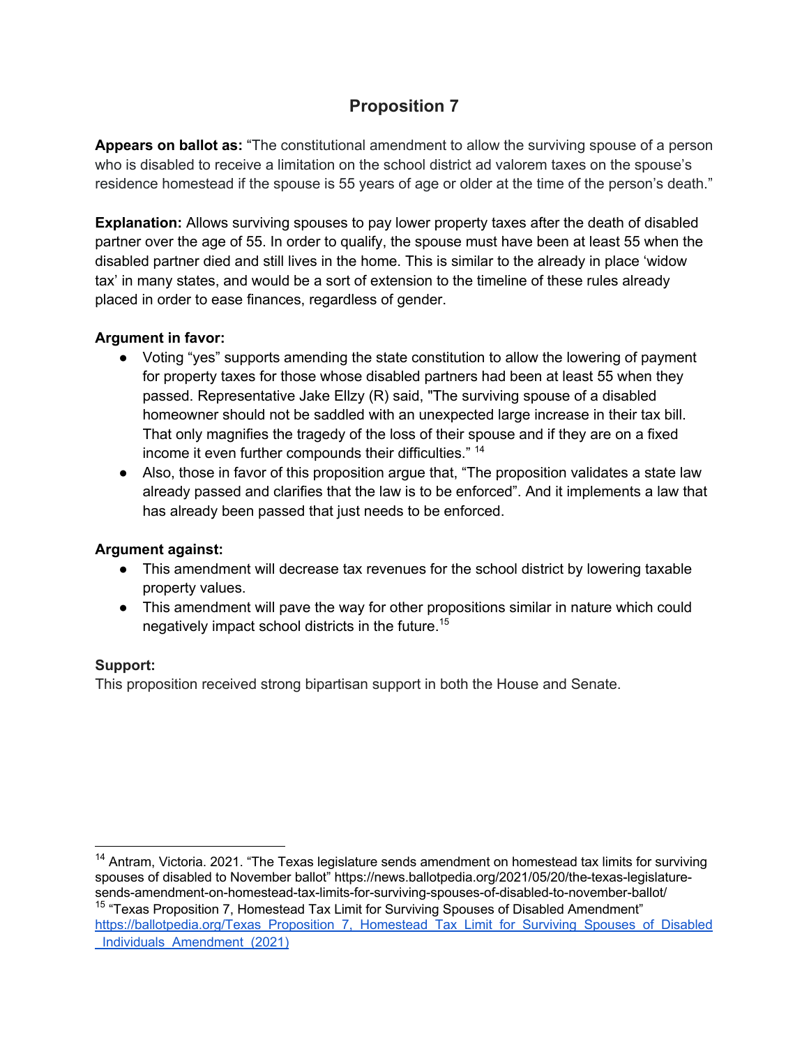## Proposition 7

**Appears on ballot as:** "The constitutional amendment to allow the surviving spouse of a person who is disabled to receive a limitation on the school district ad valorem taxes on the spouse's residence homestead if the spouse is 55 years of age or older at the time of the person's death."

**Explanation:** Allows surviving spouses to pay lower property taxes after the death of disabled partner over the age of 55. In order to qualify, the spouse must have been at least 55 when the disabled partner died and still lives in the home. This is similar to the already in place 'widow tax' in many states, and would be a sort of extension to the timeline of these rules already placed in order to ease finances, regardless of gender.

**Argument in favor:**

- Voting "yes" supports amending the state constitution to allow the lowering of payment for property taxes for those whose disabled partners had been at least 55 when they passed. Representative Jake Ellzy (R) said, "The surviving spouse of a disabled homeowner should not be saddled with an unexpected large increase in their tax bill. That only magnifies the tragedy of the loss of their spouse and if they are on a fixed income it even further compounds their difficulties." [14]
- Also, those in favor of this proposition argue that, "The proposition validates a state law already passed and clarifies that the law is to be enforced". And it implements a law that has already been passed that just needs to be enforced.

**Argument against:**

- This amendment will decrease tax revenues for the school district by lowering taxable property values.
- This amendment will pave the way for other propositions similar in nature which could negatively impact school districts in the future.[15]

**Support:**

This proposition received strong bipartisan support in both the House and Senate.

---

[14] Antram, Victoria. 2021. "The Texas legislature sends amendment on homestead tax limits for surviving spouses of disabled to November ballot" https://news.ballotpedia.org/2021/05/20/the-texas-legislature-sends-amendment-on-homestead-tax-limits-for-surviving-spouses-of-disabled-to-november-ballot/

[15] "Texas Proposition 7, Homestead Tax Limit for Surviving Spouses of Disabled Amendment" [https://ballotpedia.org/Texas_Proposition_7,_Homestead_Tax_Limit_for_Surviving_Spouses_of_Disabled_Individuals_Amendment_(2021)](https://ballotpedia.org/Texas_Proposition_7,_Homestead_Tax_Limit_for_Surviving_Spouses_of_Disabled_Individuals_Amendment_(2021))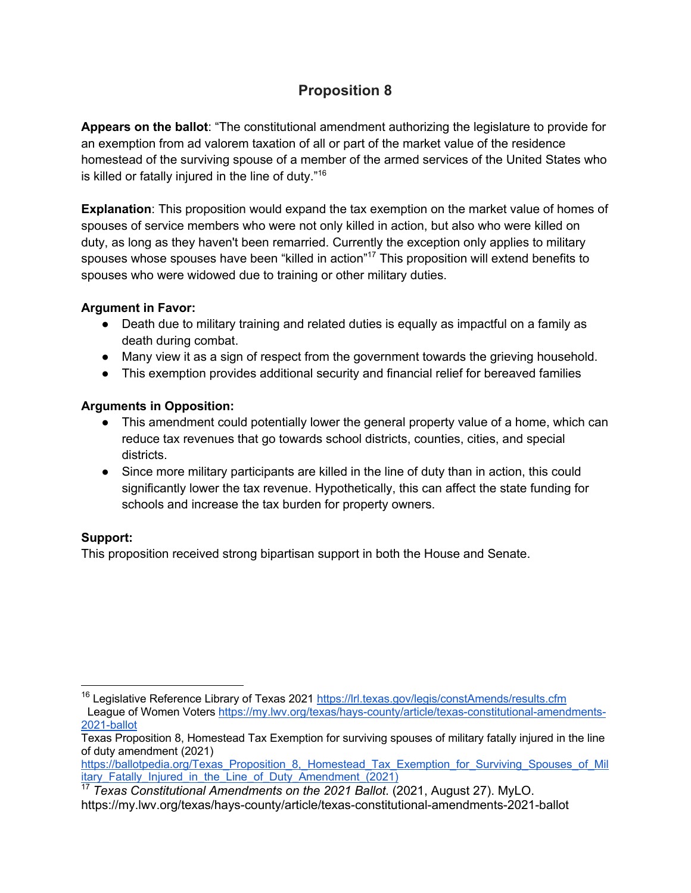# Proposition 8

**Appears on the ballot**: "The constitutional amendment authorizing the legislature to provide for an exemption from ad valorem taxation of all or part of the market value of the residence homestead of the surviving spouse of a member of the armed services of the United States who is killed or fatally injured in the line of duty."[16]

**Explanation**: This proposition would expand the tax exemption on the market value of homes of spouses of service members who were not only killed in action, but also who were killed on duty, as long as they haven't been remarried. Currently the exception only applies to military spouses whose spouses have been "killed in action"[17] This proposition will extend benefits to spouses who were widowed due to training or other military duties.

**Argument in Favor:**

- Death due to military training and related duties is equally as impactful on a family as death during combat.
- Many view it as a sign of respect from the government towards the grieving household.
- This exemption provides additional security and financial relief for bereaved families

**Arguments in Opposition:**

- This amendment could potentially lower the general property value of a home, which can reduce tax revenues that go towards school districts, counties, cities, and special districts.
- Since more military participants are killed in the line of duty than in action, this could significantly lower the tax revenue. Hypothetically, this can affect the state funding for schools and increase the tax burden for property owners.

**Support:**
This proposition received strong bipartisan support in both the House and Senate.

---

[16] Legislative Reference Library of Texas 2021 https://lrl.texas.gov/legis/constAmends/results.cfm
League of Women Voters https://my.lwv.org/texas/hays-county/article/texas-constitutional-amendments-2021-ballot
Texas Proposition 8, Homestead Tax Exemption for surviving spouses of military fatally injured in the line of duty amendment (2021)
https://ballotpedia.org/Texas_Proposition_8,_Homestead_Tax_Exemption_for_Surviving_Spouses_of_Military_Fatally_Injured_in_the_Line_of_Duty_Amendment_(2021)

[17] *Texas Constitutional Amendments on the 2021 Ballot.* (2021, August 27). MyLO. https://my.lwv.org/texas/hays-county/article/texas-constitutional-amendments-2021-ballot